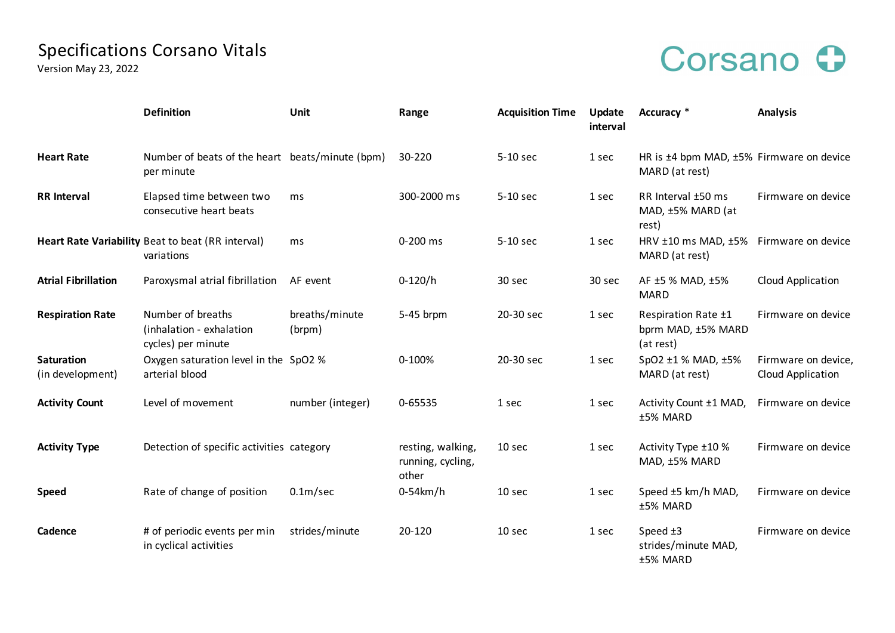# Specifications Corsano Vitals

Version May 23, 2022

Corsano

| | Definition | Unit | Range | Acquisition Time | Update interval | Accuracy * | Analysis |
|---|---|---|---|---|---|---|---|
| **Heart Rate** | Number of beats of the heart per minute | beats/minute (bpm) | 30-220 | 5-10 sec | 1 sec | HR is ±4 bpm MAD, ±5% MARD (at rest) | Firmware on device |
| **RR Interval** | Elapsed time between two consecutive heart beats | ms | 300-2000 ms | 5-10 sec | 1 sec | RR Interval ±50 ms MAD, ±5% MARD (at rest) | Firmware on device |
| **Heart Rate Variability** | Beat to beat (RR interval) variations | ms | 0-200 ms | 5-10 sec | 1 sec | HRV ±10 ms MAD, ±5% MARD (at rest) | Firmware on device |
| **Atrial Fibrillation** | Paroxysmal atrial fibrillation | AF event | 0-120/h | 30 sec | 30 sec | AF ±5 % MAD, ±5% MARD | Cloud Application |
| **Respiration Rate** | Number of breaths (inhalation - exhalation cycles) per minute | breaths/minute (brpm) | 5-45 brpm | 20-30 sec | 1 sec | Respiration Rate ±1 bprm MAD, ±5% MARD (at rest) | Firmware on device |
| **Saturation** (in development) | Oxygen saturation level in the arterial blood | SpO2 % | 0-100% | 20-30 sec | 1 sec | SpO2 ±1 % MAD, ±5% MARD (at rest) | Firmware on device, Cloud Application |
| **Activity Count** | Level of movement | number (integer) | 0-65535 | 1 sec | 1 sec | Activity Count ±1 MAD, ±5% MARD | Firmware on device |
| **Activity Type** | Detection of specific activities | category | resting, walking, running, cycling, other | 10 sec | 1 sec | Activity Type ±10 % MAD, ±5% MARD | Firmware on device |
| **Speed** | Rate of change of position | 0.1m/sec | 0-54km/h | 10 sec | 1 sec | Speed ±5 km/h MAD, ±5% MARD | Firmware on device |
| **Cadence** | # of periodic events per min in cyclical activities | strides/minute | 20-120 | 10 sec | 1 sec | Speed ±3 strides/minute MAD, ±5% MARD | Firmware on device |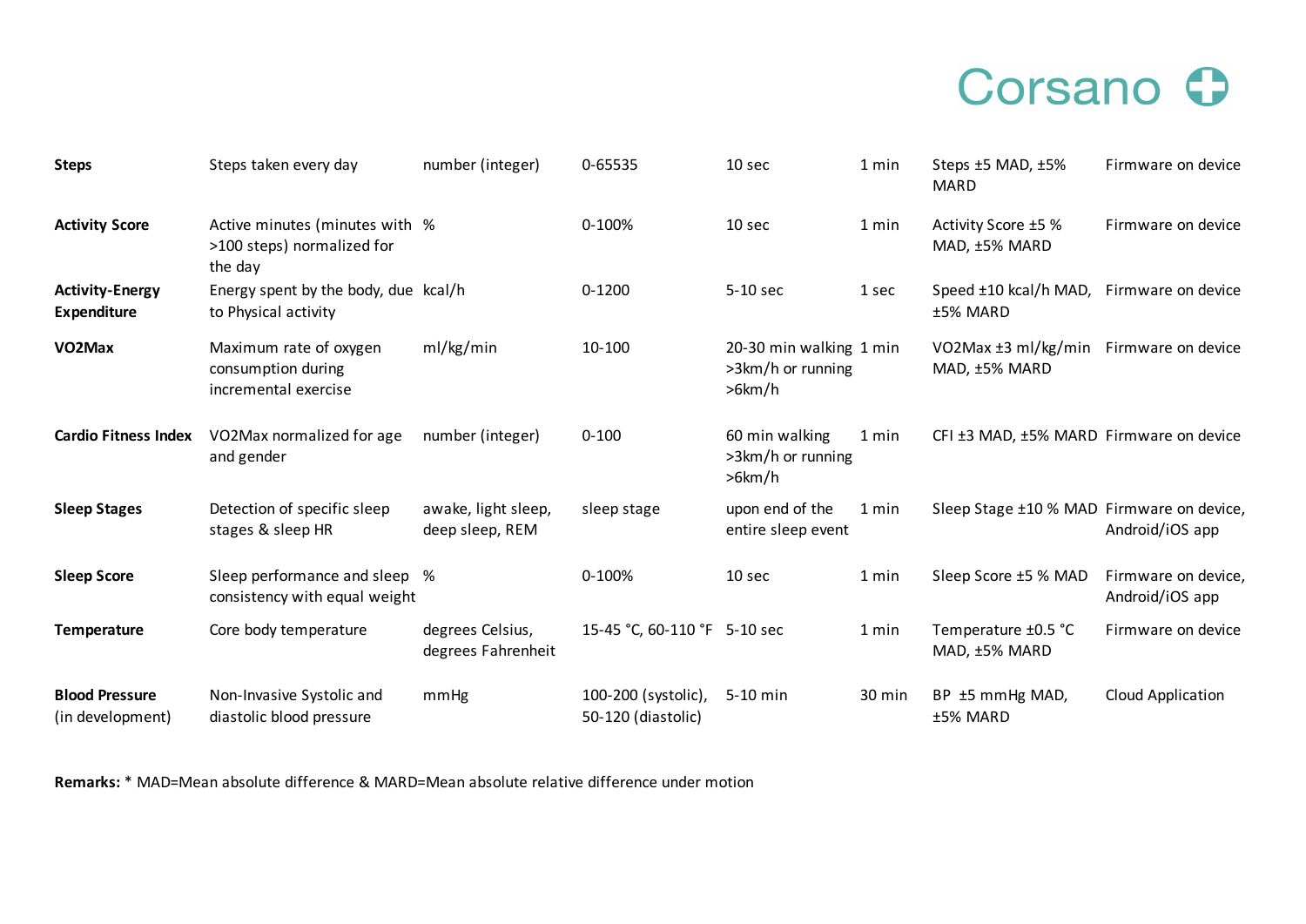| | | | | | | | |
|---|---|---|---|---|---|---|---|
| **Steps** | Steps taken every day | number (integer) | 0-65535 | 10 sec | 1 min | Steps ±5 MAD, ±5% MARD | Firmware on device |
| **Activity Score** | Active minutes (minutes with >100 steps) normalized for the day | % | 0-100% | 10 sec | 1 min | Activity Score ±5 % MAD, ±5% MARD | Firmware on device |
| **Activity-Energy Expenditure** | Energy spent by the body, due to Physical activity | kcal/h | 0-1200 | 5-10 sec | 1 sec | Speed ±10 kcal/h MAD, ±5% MARD | Firmware on device |
| **VO2Max** | Maximum rate of oxygen consumption during incremental exercise | ml/kg/min | 10-100 | 20-30 min walking >3km/h or running >6km/h | 1 min | VO2Max ±3 ml/kg/min MAD, ±5% MARD | Firmware on device |
| **Cardio Fitness Index** | VO2Max normalized for age and gender | number (integer) | 0-100 | 60 min walking >3km/h or running >6km/h | 1 min | CFI ±3 MAD, ±5% MARD | Firmware on device |
| **Sleep Stages** | Detection of specific sleep stages & sleep HR | awake, light sleep, deep sleep, REM | sleep stage | upon end of the entire sleep event | 1 min | Sleep Stage ±10 % MAD | Firmware on device, Android/iOS app |
| **Sleep Score** | Sleep performance and sleep consistency with equal weight | % | 0-100% | 10 sec | 1 min | Sleep Score ±5 % MAD | Firmware on device, Android/iOS app |
| **Temperature** | Core body temperature | degrees Celsius, degrees Fahrenheit | 15-45 °C, 60-110 °F | 5-10 sec | 1 min | Temperature ±0.5 °C MAD, ±5% MARD | Firmware on device |
| **Blood Pressure** (in development) | Non-Invasive Systolic and diastolic blood pressure | mmHg | 100-200 (systolic), 50-120 (diastolic) | 5-10 min | 30 min | BP ±5 mmHg MAD, ±5% MARD | Cloud Application |

**Remarks:** * MAD=Mean absolute difference & MARD=Mean absolute relative difference under motion